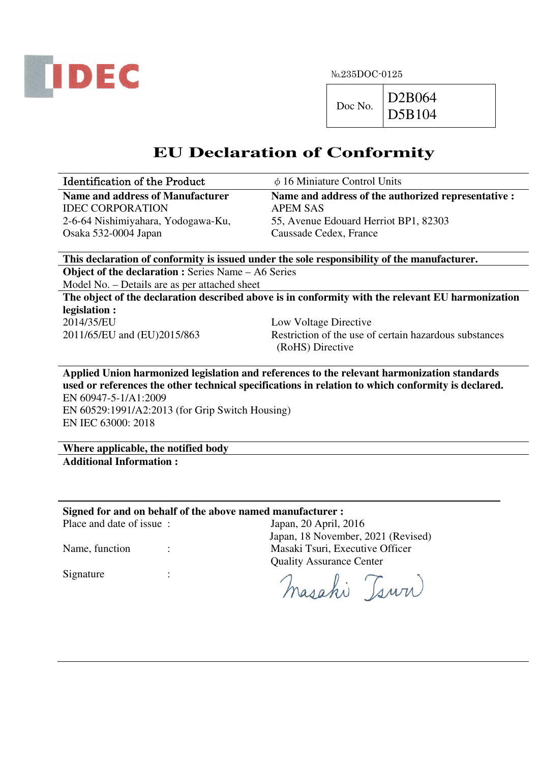IDEC

№235DOC-0125

| Doc No. | D2B064<br>D5B104 |
|---|---|

# EU Declaration of Conformity

| Identification of the Product | ϕ 16 Miniature Control Units |
|---|---|
| **Name and address of Manufacturer**<br>IDEC CORPORATION<br>2-6-64 Nishimiyahara, Yodogawa-Ku,<br>Osaka 532-0004 Japan | **Name and address of the authorized representative :**<br>APEM SAS<br>55, Avenue Edouard Herriot BP1, 82303<br>Caussade Cedex, France |

**This declaration of conformity is issued under the sole responsibility of the manufacturer.**

**Object of the declaration :** Series Name – A6 Series
Model No. – Details are as per attached sheet

**The object of the declaration described above is in conformity with the relevant EU harmonization legislation :**

| | |
|---|---|
| 2014/35/EU | Low Voltage Directive |
| 2011/65/EU and (EU)2015/863 | Restriction of the use of certain hazardous substances (RoHS) Directive |

**Applied Union harmonized legislation and references to the relevant harmonization standards used or references the other technical specifications in relation to which conformity is declared.**

EN 60947-5-1/A1:2009
EN 60529:1991/A2:2013 (for Grip Switch Housing)
EN IEC 63000: 2018

**Where applicable, the notified body**

**Additional Information :**

**Signed for and on behalf of the above named manufacturer :**

| | | |
|---|---|---|
| Place and date of issue | : | Japan, 20 April, 2016<br>Japan, 18 November, 2021 (Revised) |
| Name, function | : | Masaki Tsuri, Executive Officer<br>Quality Assurance Center |
| Signature | : | Masaki Tsuri |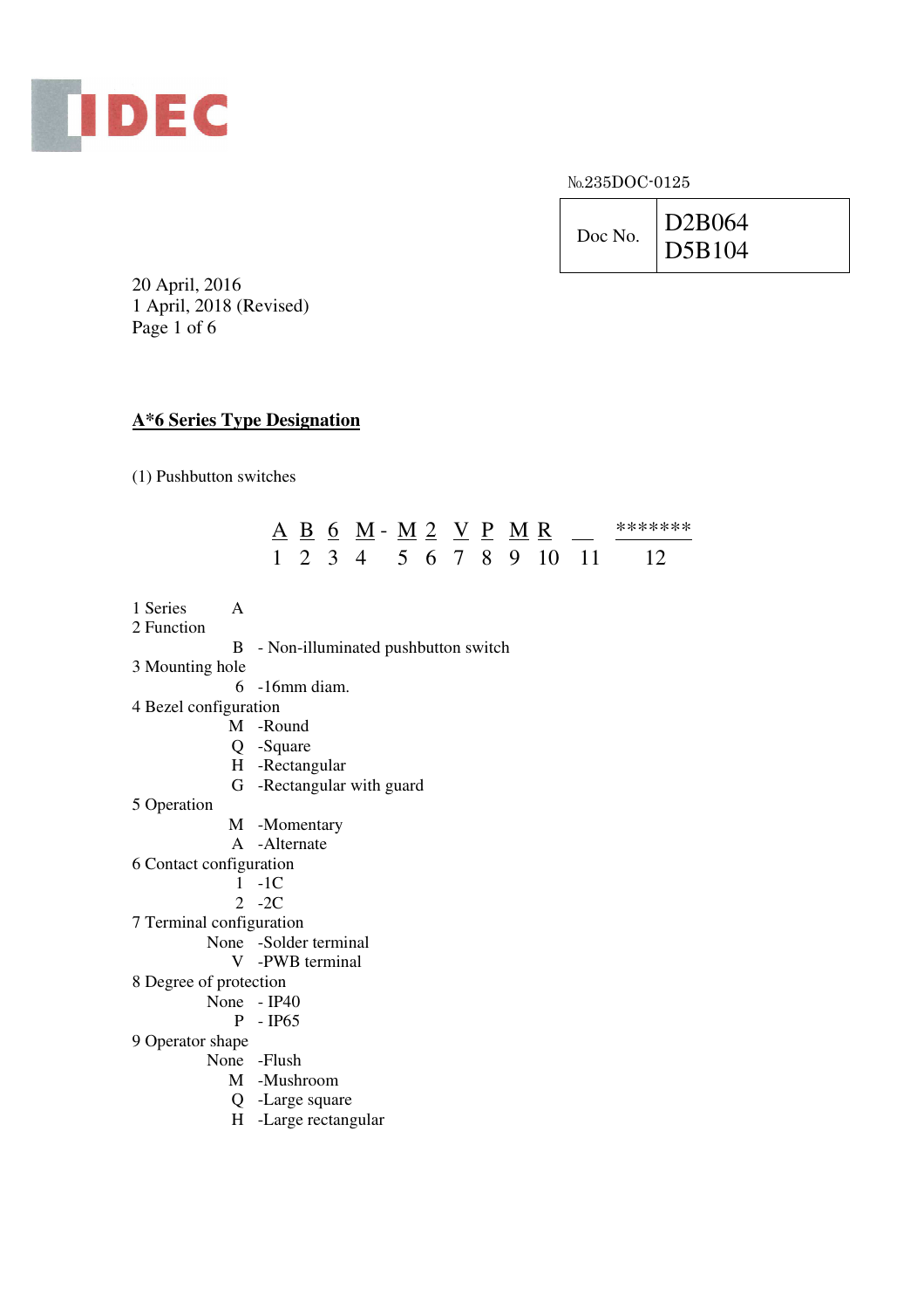IDEC

№235DOC-0125

| Doc No. | D2B064<br>D5B104 |
|---|---|

20 April, 2016
1 April, 2018 (Revised)

## A*6 Series Type Designation

(1) Pushbutton switches

| A | B | 6 | M | - | M | 2 | V | P | M | R | __ | ******* |
|---|---|---|---|---|---|---|---|---|---|---|---|---|
| 1 | 2 | 3 | 4 | | 5 | 6 | 7 | 8 | 9 | 10 | 11 | 12 |

1 Series A

2 Function
- B - Non-illuminated pushbutton switch

3 Mounting hole
- 6 -16mm diam.

4 Bezel configuration
- M -Round
- Q -Square
- H -Rectangular
- G -Rectangular with guard

5 Operation
- M -Momentary
- A -Alternate

6 Contact configuration
- 1 -1C
- 2 -2C

7 Terminal configuration
- None -Solder terminal
- V -PWB terminal

8 Degree of protection
- None - IP40
- P - IP65

9 Operator shape
- None -Flush
- M -Mushroom
- Q -Large square
- H -Large rectangular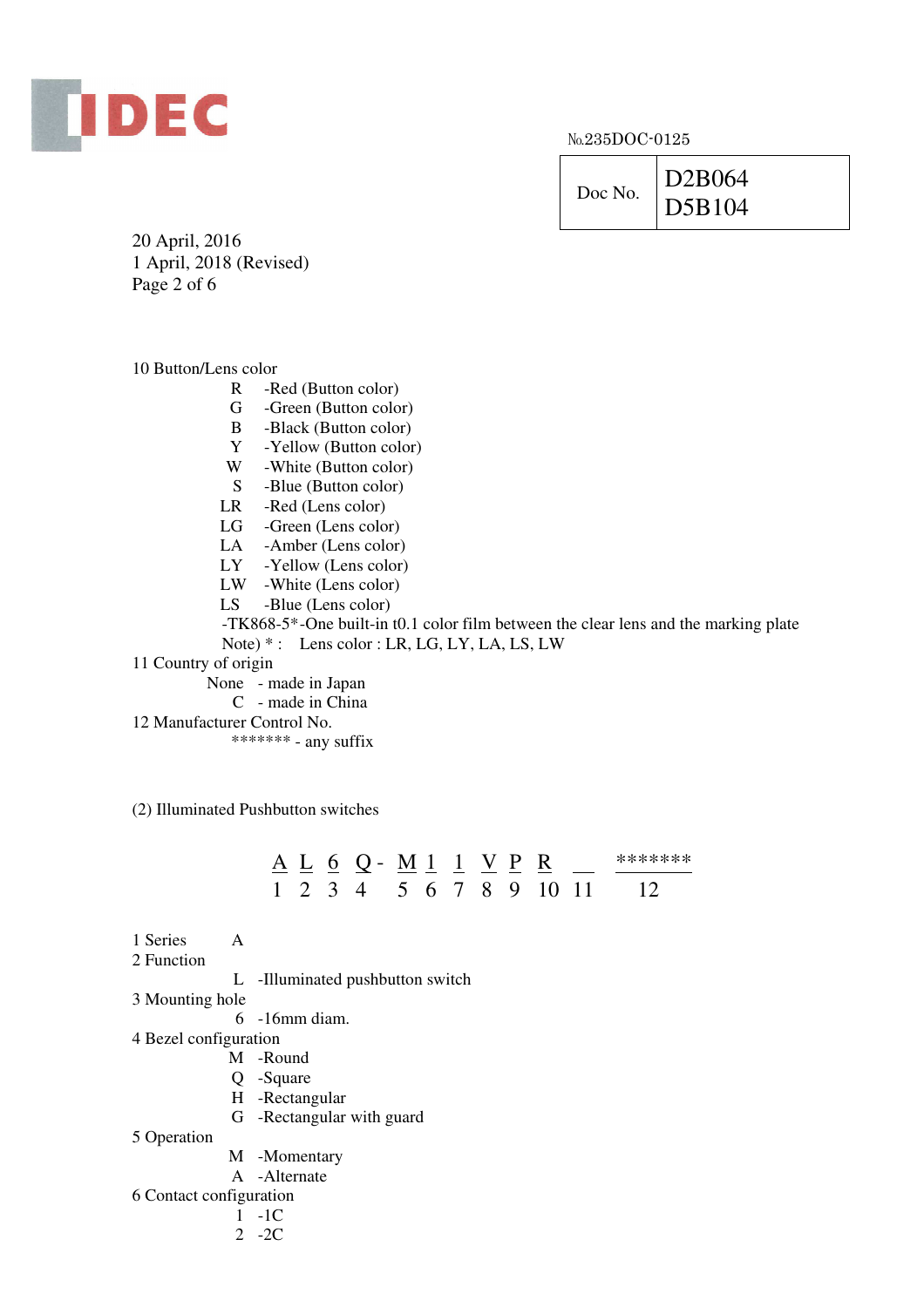№235DOC-0125

| Doc No. | D2B064<br>D5B104 |
|---|---|

20 April, 2016
1 April, 2018 (Revised)

10 Button/Lens color

- R -Red (Button color)
- G -Green (Button color)
- B -Black (Button color)
- Y -Yellow (Button color)
- W -White (Button color)
- S -Blue (Button color)
- LR -Red (Lens color)
- LG -Green (Lens color)
- LA -Amber (Lens color)
- LY -Yellow (Lens color)
- LW -White (Lens color)
- LS -Blue (Lens color)
- -TK868-5*-One built-in t0.1 color film between the clear lens and the marking plate

Note) * : Lens color : LR, LG, LY, LA, LS, LW

11 Country of origin

- None - made in Japan
- C - made in China

12 Manufacturer Control No.

- ******* - any suffix

(2) Illuminated Pushbutton switches

| A | L | 6 | Q- | M | 1 | 1 | V | P | R | __ | ******* |
|---|---|---|---|---|---|---|---|---|---|---|---|
| 1 | 2 | 3 | 4 | 5 | 6 | 7 | 8 | 9 | 10 | 11 | 12 |

1 Series A

2 Function

- L -Illuminated pushbutton switch

3 Mounting hole

- 6 -16mm diam.

4 Bezel configuration

- M -Round
- Q -Square
- H -Rectangular
- G -Rectangular with guard

5 Operation

- M -Momentary
- A -Alternate

6 Contact configuration

- 1 -1C
- 2 -2C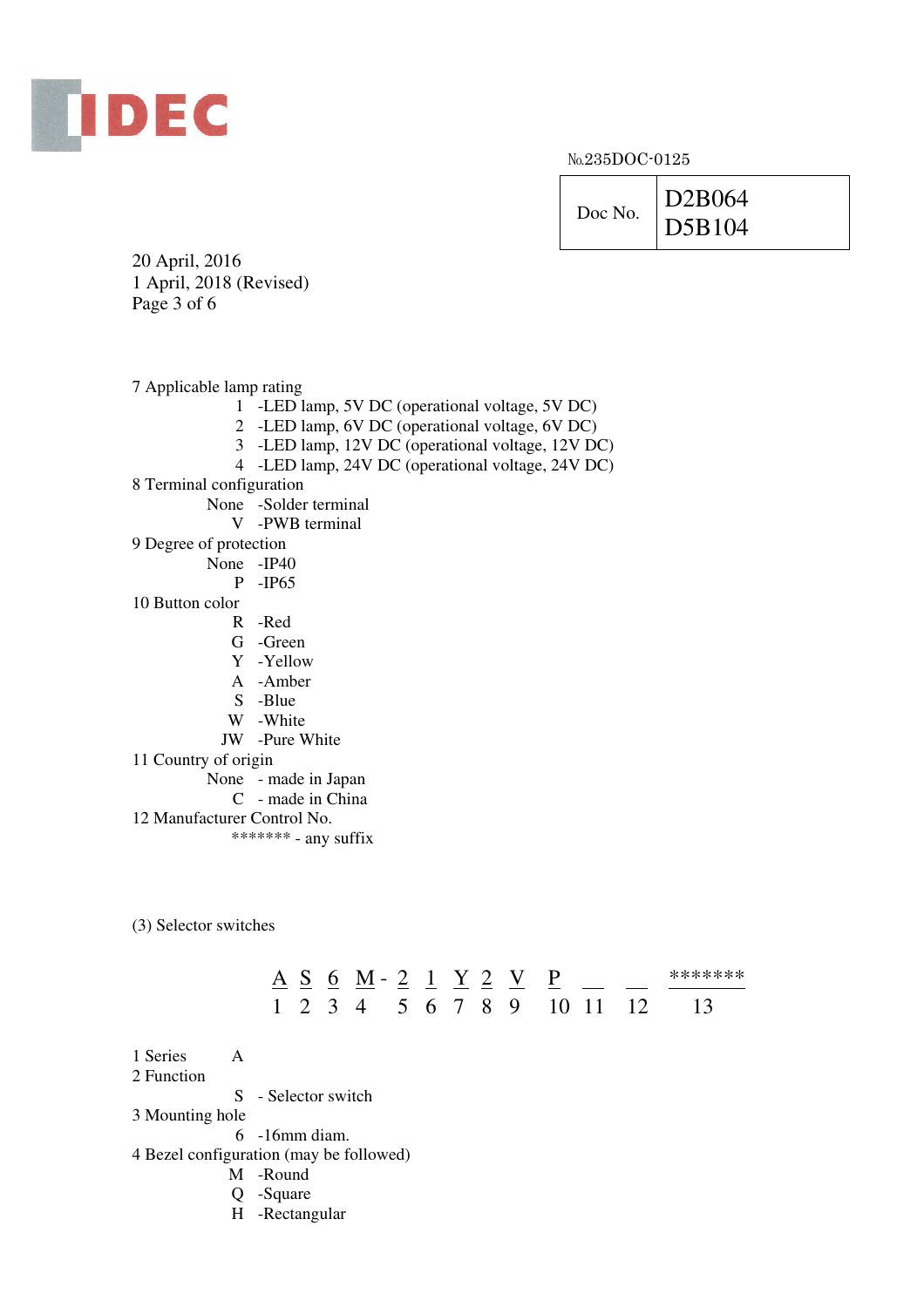No.235DOC-0125

| Doc No. | D2B064<br>D5B104 |
|---|---|

20 April, 2016
1 April, 2018 (Revised)
Page 3 of 6

7 Applicable lamp rating
- 1 -LED lamp, 5V DC (operational voltage, 5V DC)
- 2 -LED lamp, 6V DC (operational voltage, 6V DC)
- 3 -LED lamp, 12V DC (operational voltage, 12V DC)
- 4 -LED lamp, 24V DC (operational voltage, 24V DC)

8 Terminal configuration
- None -Solder terminal
- V -PWB terminal

9 Degree of protection
- None -IP40
- P -IP65

10 Button color
- R -Red
- G -Green
- Y -Yellow
- A -Amber
- S -Blue
- W -White
- JW -Pure White

11 Country of origin
- None - made in Japan
- C - made in China

12 Manufacturer Control No.
- ******* - any suffix

(3) Selector switches

| A | S | 6 | M - | 2 | 1 | Y | 2 | V | P | __ | __ | ******* |
|---|---|---|---|---|---|---|---|---|---|---|---|---|
| 1 | 2 | 3 | 4 | 5 | 6 | 7 | 8 | 9 | 10 | 11 | 12 | 13 |

1 Series A

2 Function
- S - Selector switch

3 Mounting hole
- 6 -16mm diam.

4 Bezel configuration (may be followed)
- M -Round
- Q -Square
- H -Rectangular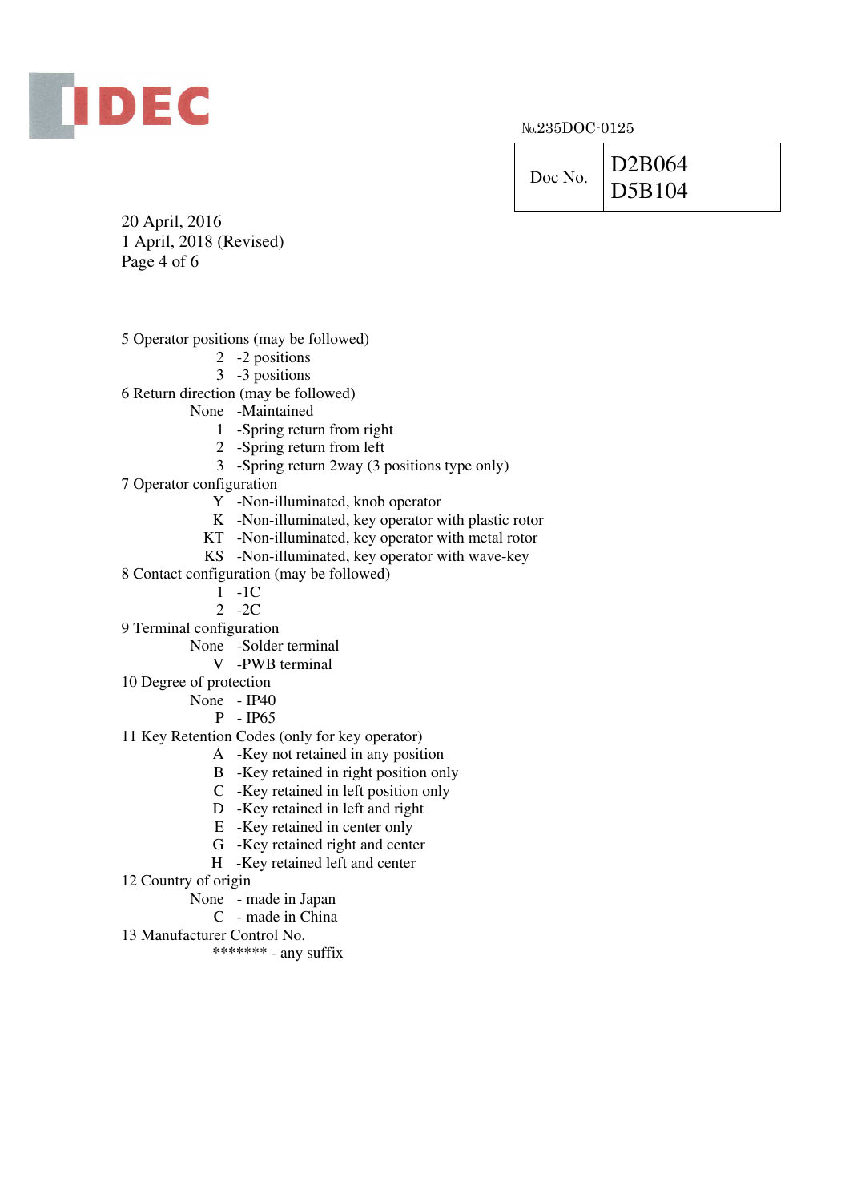№235DOC-0125

| Doc No. | D2B064<br>D5B104 |
|---|---|

20 April, 2016
1 April, 2018 (Revised)

5 Operator positions (may be followed)
- 2 -2 positions
- 3 -3 positions

6 Return direction (may be followed)
- None -Maintained
- 1 -Spring return from right
- 2 -Spring return from left
- 3 -Spring return 2way (3 positions type only)

7 Operator configuration
- Y -Non-illuminated, knob operator
- K -Non-illuminated, key operator with plastic rotor
- KT -Non-illuminated, key operator with metal rotor
- KS -Non-illuminated, key operator with wave-key

8 Contact configuration (may be followed)
- 1 -1C
- 2 -2C

9 Terminal configuration
- None -Solder terminal
- V -PWB terminal

10 Degree of protection
- None - IP40
- P - IP65

11 Key Retention Codes (only for key operator)
- A -Key not retained in any position
- B -Key retained in right position only
- C -Key retained in left position only
- D -Key retained in left and right
- E -Key retained in center only
- G -Key retained right and center
- H -Key retained left and center

12 Country of origin
- None - made in Japan
- C - made in China

13 Manufacturer Control No.
- ******* - any suffix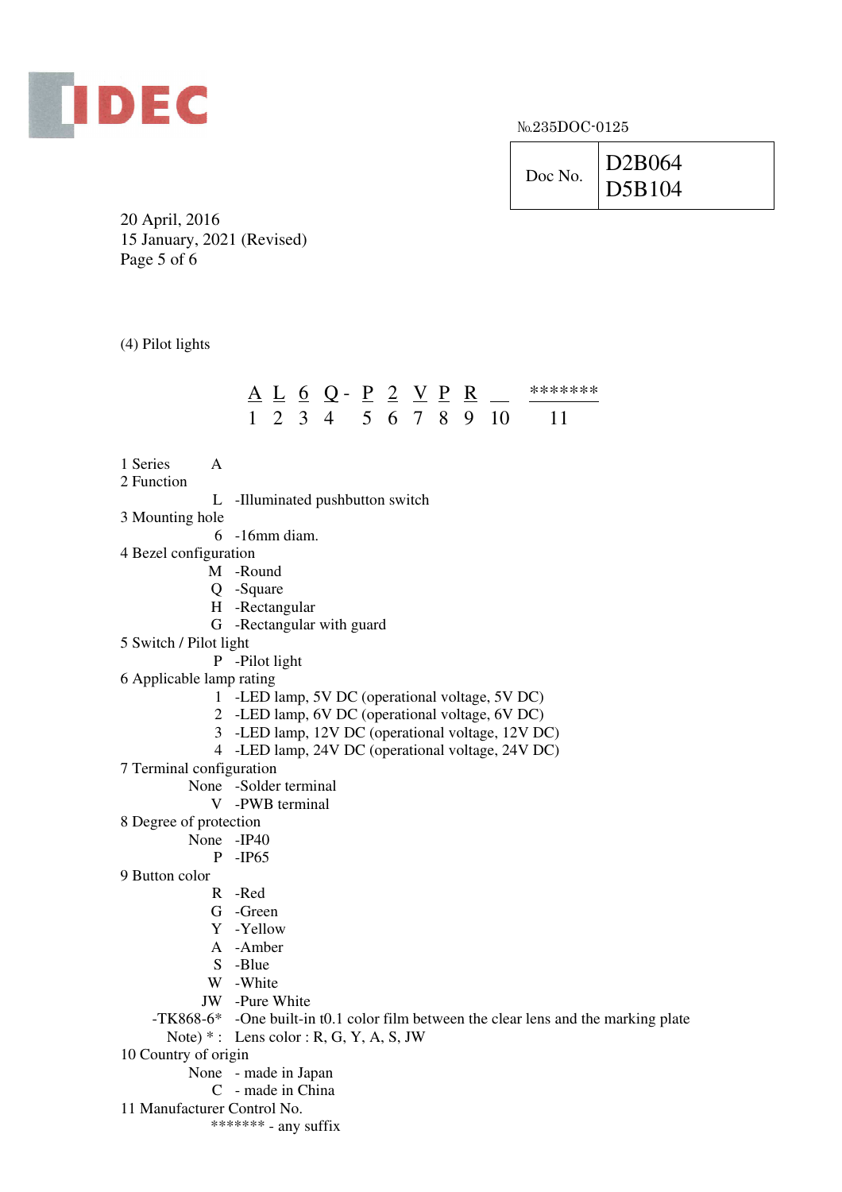IDEC

№235DOC-0125

| Doc No. | D2B064<br>D5B104 |
|---|---|

20 April, 2016
15 January, 2021 (Revised)
Page 5 of 6

(4) Pilot lights

| A | L | 6 | Q - | P | 2 | V | P | R | __ | ******* |
|---|---|---|---|---|---|---|---|---|---|---|
| 1 | 2 | 3 | 4 | 5 | 6 | 7 | 8 | 9 | 10 | 11 |

1 Series A

2 Function
- L -Illuminated pushbutton switch

3 Mounting hole
- 6 -16mm diam.

4 Bezel configuration
- M -Round
- Q -Square
- H -Rectangular
- G -Rectangular with guard

5 Switch / Pilot light
- P -Pilot light

6 Applicable lamp rating
- 1 -LED lamp, 5V DC (operational voltage, 5V DC)
- 2 -LED lamp, 6V DC (operational voltage, 6V DC)
- 3 -LED lamp, 12V DC (operational voltage, 12V DC)
- 4 -LED lamp, 24V DC (operational voltage, 24V DC)

7 Terminal configuration
- None -Solder terminal
- V -PWB terminal

8 Degree of protection
- None -IP40
- P -IP65

9 Button color
- R -Red
- G -Green
- Y -Yellow
- A -Amber
- S -Blue
- W -White
- JW -Pure White
- -TK868-6* -One built-in t0.1 color film between the clear lens and the marking plate

Note) * : Lens color : R, G, Y, A, S, JW

10 Country of origin
- None - made in Japan
- C - made in China

11 Manufacturer Control No.
- ******* - any suffix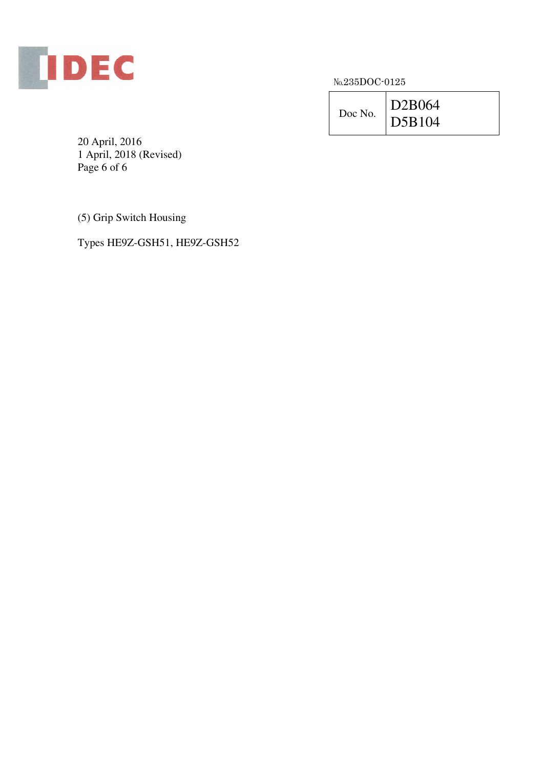№.235DOC-0125

| Doc No. | D2B064<br>D5B104 |
|---|---|

20 April, 2016
1 April, 2018 (Revised)

(5) Grip Switch Housing

Types HE9Z-GSH51, HE9Z-GSH52